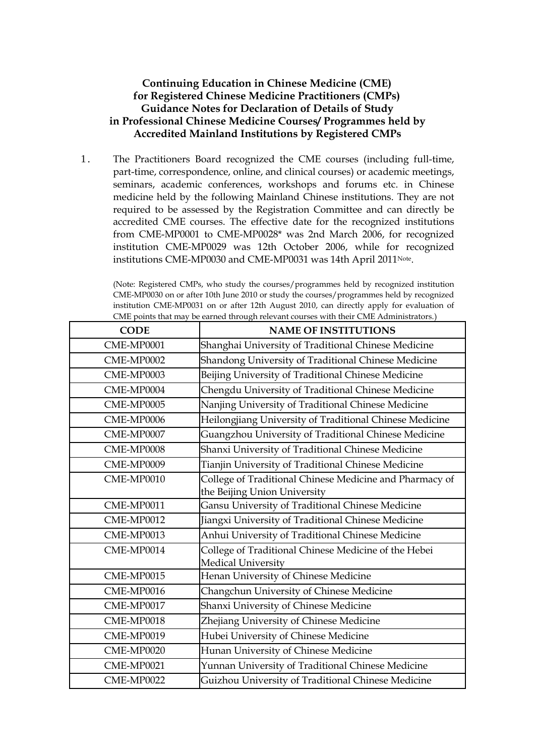**Continuing Education in Chinese Medicine (CME) for Registered Chinese Medicine Practitioners (CMPs) Guidance Notes for Declaration of Details of Study in Professional Chinese Medicine Courses/ Programmes held by Accredited Mainland Institutions by Registered CMPs**

1. The Practitioners Board recognized the CME courses (including full-time, part-time, correspondence, online, and clinical courses) or academic meetings, seminars, academic conferences, workshops and forums etc. in Chinese medicine held by the following Mainland Chinese institutions. They are not required to be assessed by the Registration Committee and can directly be accredited CME courses. The effective date for the recognized institutions from CME-MP0001 to CME-MP0028* was 2nd March 2006, for recognized institution CME-MP0029 was 12th October 2006, while for recognized institutions CME-MP0030 and CME-MP0031 was 14th April 2011[Note].

(Note: Registered CMPs, who study the courses/programmes held by recognized institution CME-MP0030 on or after 10th June 2010 or study the courses/programmes held by recognized institution CME-MP0031 on or after 12th August 2010, can directly apply for evaluation of CME points that may be earned through relevant courses with their CME Administrators.)

| CODE | NAME OF INSTITUTIONS |
|---|---|
| CME-MP0001 | Shanghai University of Traditional Chinese Medicine |
| CME-MP0002 | Shandong University of Traditional Chinese Medicine |
| CME-MP0003 | Beijing University of Traditional Chinese Medicine |
| CME-MP0004 | Chengdu University of Traditional Chinese Medicine |
| CME-MP0005 | Nanjing University of Traditional Chinese Medicine |
| CME-MP0006 | Heilongjiang University of Traditional Chinese Medicine |
| CME-MP0007 | Guangzhou University of Traditional Chinese Medicine |
| CME-MP0008 | Shanxi University of Traditional Chinese Medicine |
| CME-MP0009 | Tianjin University of Traditional Chinese Medicine |
| CME-MP0010 | College of Traditional Chinese Medicine and Pharmacy of the Beijing Union University |
| CME-MP0011 | Gansu University of Traditional Chinese Medicine |
| CME-MP0012 | Jiangxi University of Traditional Chinese Medicine |
| CME-MP0013 | Anhui University of Traditional Chinese Medicine |
| CME-MP0014 | College of Traditional Chinese Medicine of the Hebei Medical University |
| CME-MP0015 | Henan University of Chinese Medicine |
| CME-MP0016 | Changchun University of Chinese Medicine |
| CME-MP0017 | Shanxi University of Chinese Medicine |
| CME-MP0018 | Zhejiang University of Chinese Medicine |
| CME-MP0019 | Hubei University of Chinese Medicine |
| CME-MP0020 | Hunan University of Chinese Medicine |
| CME-MP0021 | Yunnan University of Traditional Chinese Medicine |
| CME-MP0022 | Guizhou University of Traditional Chinese Medicine |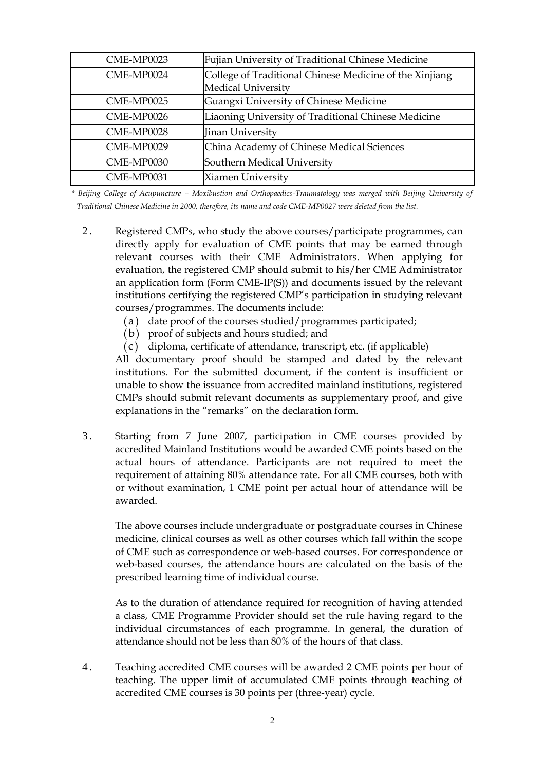| CME-MP0023 | Fujian University of Traditional Chinese Medicine |
|---|---|
| CME-MP0024 | College of Traditional Chinese Medicine of the Xinjiang Medical University |
| CME-MP0025 | Guangxi University of Chinese Medicine |
| CME-MP0026 | Liaoning University of Traditional Chinese Medicine |
| CME-MP0028 | Jinan University |
| CME-MP0029 | China Academy of Chinese Medical Sciences |
| CME-MP0030 | Southern Medical University |
| CME-MP0031 | Xiamen University |

*\* Beijing College of Acupuncture – Moxibustion and Orthopaedics-Traumatology was merged with Beijing University of Traditional Chinese Medicine in 2000, therefore, its name and code CME-MP0027 were deleted from the list.*

2. Registered CMPs, who study the above courses/participate programmes, can directly apply for evaluation of CME points that may be earned through relevant courses with their CME Administrators. When applying for evaluation, the registered CMP should submit to his/her CME Administrator an application form (Form CME-IP(S)) and documents issued by the relevant institutions certifying the registered CMP's participation in studying relevant courses/programmes. The documents include:
   (a) date proof of the courses studied/programmes participated;
   (b) proof of subjects and hours studied; and
   (c) diploma, certificate of attendance, transcript, etc. (if applicable)

   All documentary proof should be stamped and dated by the relevant institutions. For the submitted document, if the content is insufficient or unable to show the issuance from accredited mainland institutions, registered CMPs should submit relevant documents as supplementary proof, and give explanations in the "remarks" on the declaration form.

3. Starting from 7 June 2007, participation in CME courses provided by accredited Mainland Institutions would be awarded CME points based on the actual hours of attendance. Participants are not required to meet the requirement of attaining 80% attendance rate. For all CME courses, both with or without examination, 1 CME point per actual hour of attendance will be awarded.

   The above courses include undergraduate or postgraduate courses in Chinese medicine, clinical courses as well as other courses which fall within the scope of CME such as correspondence or web-based courses. For correspondence or web-based courses, the attendance hours are calculated on the basis of the prescribed learning time of individual course.

   As to the duration of attendance required for recognition of having attended a class, CME Programme Provider should set the rule having regard to the individual circumstances of each programme. In general, the duration of attendance should not be less than 80% of the hours of that class.

4. Teaching accredited CME courses will be awarded 2 CME points per hour of teaching. The upper limit of accumulated CME points through teaching of accredited CME courses is 30 points per (three-year) cycle.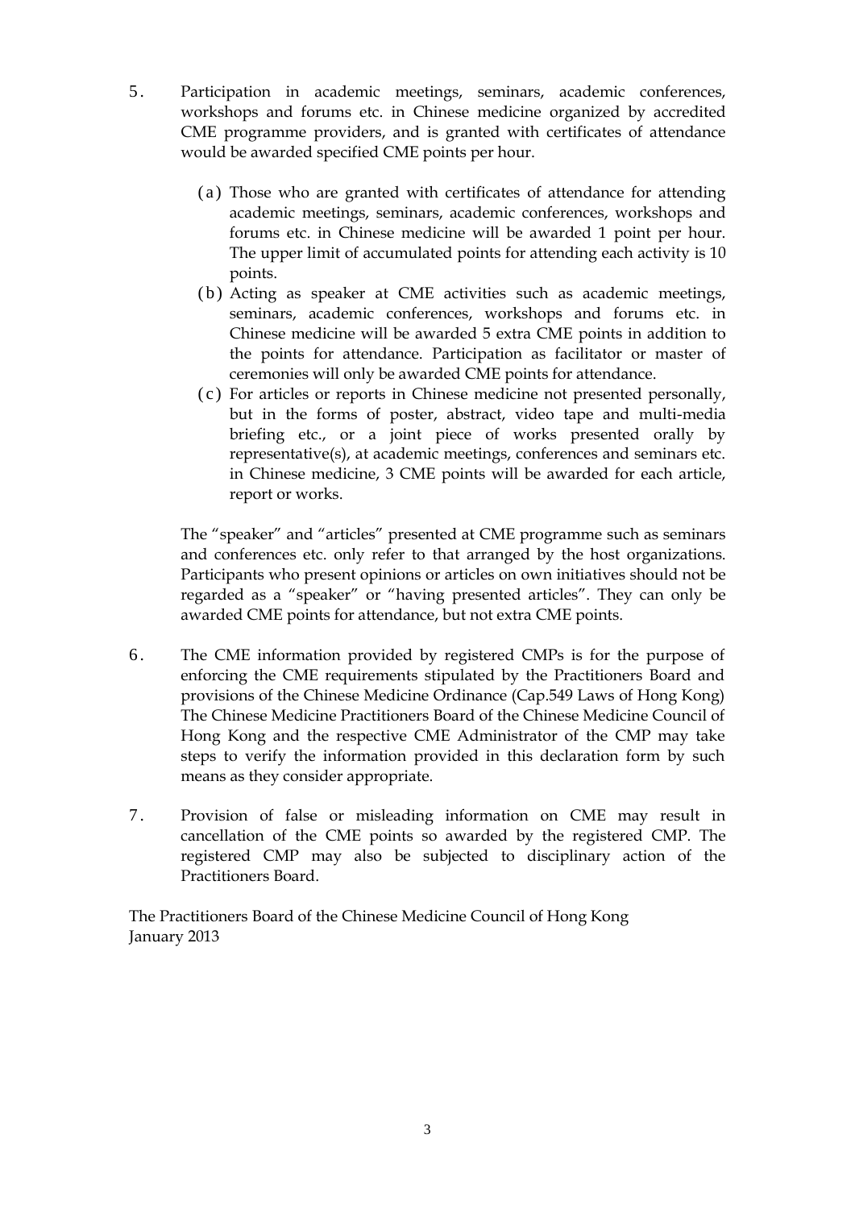5. Participation in academic meetings, seminars, academic conferences, workshops and forums etc. in Chinese medicine organized by accredited CME programme providers, and is granted with certificates of attendance would be awarded specified CME points per hour.

   (a) Those who are granted with certificates of attendance for attending academic meetings, seminars, academic conferences, workshops and forums etc. in Chinese medicine will be awarded 1 point per hour. The upper limit of accumulated points for attending each activity is 10 points.
   
   (b) Acting as speaker at CME activities such as academic meetings, seminars, academic conferences, workshops and forums etc. in Chinese medicine will be awarded 5 extra CME points in addition to the points for attendance. Participation as facilitator or master of ceremonies will only be awarded CME points for attendance.
   
   (c) For articles or reports in Chinese medicine not presented personally, but in the forms of poster, abstract, video tape and multi-media briefing etc., or a joint piece of works presented orally by representative(s), at academic meetings, conferences and seminars etc. in Chinese medicine, 3 CME points will be awarded for each article, report or works.

   The "speaker" and "articles" presented at CME programme such as seminars and conferences etc. only refer to that arranged by the host organizations. Participants who present opinions or articles on own initiatives should not be regarded as a "speaker" or "having presented articles". They can only be awarded CME points for attendance, but not extra CME points.

6. The CME information provided by registered CMPs is for the purpose of enforcing the CME requirements stipulated by the Practitioners Board and provisions of the Chinese Medicine Ordinance (Cap.549 Laws of Hong Kong) The Chinese Medicine Practitioners Board of the Chinese Medicine Council of Hong Kong and the respective CME Administrator of the CMP may take steps to verify the information provided in this declaration form by such means as they consider appropriate.

7. Provision of false or misleading information on CME may result in cancellation of the CME points so awarded by the registered CMP. The registered CMP may also be subjected to disciplinary action of the Practitioners Board.

The Practitioners Board of the Chinese Medicine Council of Hong Kong
January 2013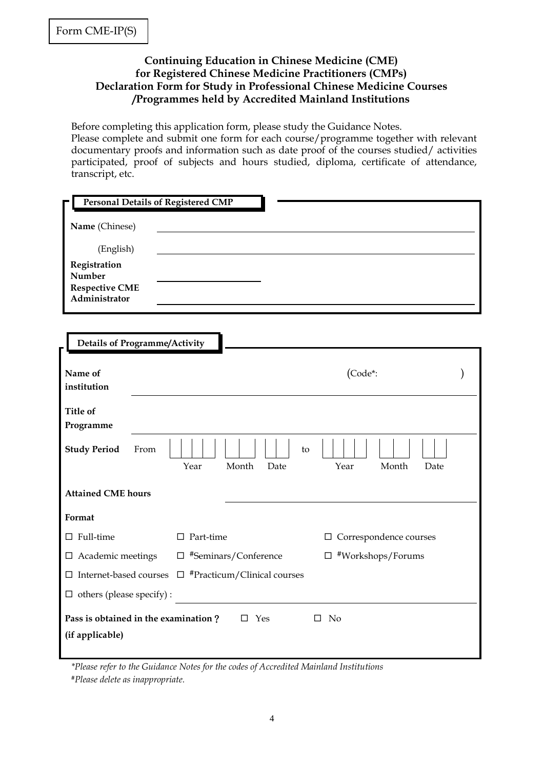Form CME-IP(S)

**Continuing Education in Chinese Medicine (CME)**
**for Registered Chinese Medicine Practitioners (CMPs)**
**Declaration Form for Study in Professional Chinese Medicine Courses /Programmes held by Accredited Mainland Institutions**

Before completing this application form, please study the Guidance Notes.
Please complete and submit one form for each course/programme together with relevant documentary proofs and information such as date proof of the courses studied/ activities participated, proof of subjects and hours studied, diploma, certificate of attendance, transcript, etc.

**Personal Details of Registered CMP**

**Name** (Chinese) ______________________________

(English) ______________________________

**Registration Number** ______________

**Respective CME Administrator** ______________________________

**Details of Programme/Activity**

**Name of institution** ______________________________ (Code*: )

**Title of Programme** ______________________________

**Study Period** From | | | | | | | | | Year Month Date to | | | | | | | | | Year Month Date

**Attained CME hours** ______________________________

**Format**

- ☐ Full-time
- ☐ Part-time
- ☐ Correspondence courses
- ☐ Academic meetings
- ☐ #Seminars/Conference
- ☐ #Workshops/Forums
- ☐ Internet-based courses
- ☐ #Practicum/Clinical courses
- ☐ others (please specify) : ______________________________

**Pass is obtained in the examination?** ☐ Yes ☐ No
**(if applicable)**

*\*Please refer to the Guidance Notes for the codes of Accredited Mainland Institutions*
*#Please delete as inappropriate.*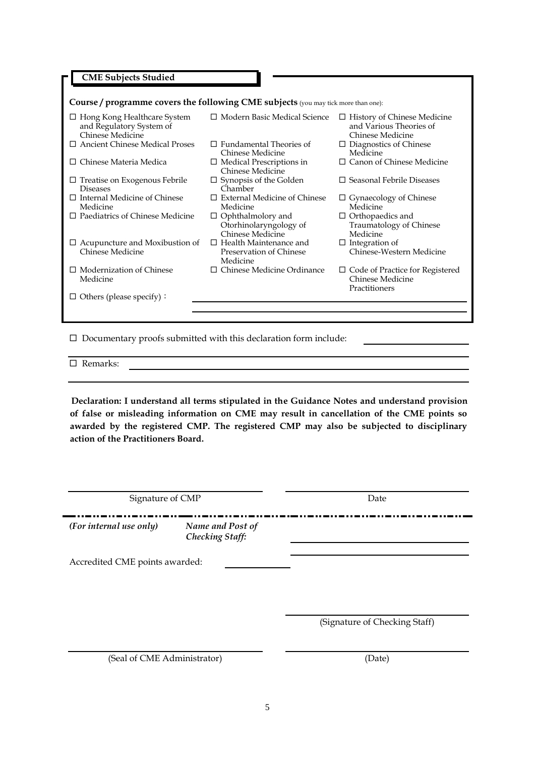**CME Subjects Studied**

**Course / programme covers the following CME subjects** (you may tick more than one):

| | | |
|---|---|---|
| ☐ Hong Kong Healthcare System and Regulatory System of Chinese Medicine | ☐ Modern Basic Medical Science | ☐ History of Chinese Medicine and Various Theories of Chinese Medicine |
| ☐ Ancient Chinese Medical Proses | ☐ Fundamental Theories of Chinese Medicine | ☐ Diagnostics of Chinese Medicine |
| ☐ Chinese Materia Medica | ☐ Medical Prescriptions in Chinese Medicine | ☐ Canon of Chinese Medicine |
| ☐ Treatise on Exogenous Febrile Diseases | ☐ Synopsis of the Golden Chamber | ☐ Seasonal Febrile Diseases |
| ☐ Internal Medicine of Chinese Medicine | ☐ External Medicine of Chinese Medicine | ☐ Gynaecology of Chinese Medicine |
| ☐ Paediatrics of Chinese Medicine | ☐ Ophthalmolory and Otorhinolaryngology of Chinese Medicine | ☐ Orthopaedics and Traumatology of Chinese Medicine |
| ☐ Acupuncture and Moxibustion of Chinese Medicine | ☐ Health Maintenance and Preservation of Chinese Medicine | ☐ Integration of Chinese-Western Medicine |
| ☐ Modernization of Chinese Medicine | ☐ Chinese Medicine Ordinance | ☐ Code of Practice for Registered Chinese Medicine Practitioners |

☐ Others (please specify)：\_\_\_\_\_\_\_\_\_\_\_\_\_\_\_\_\_\_\_\_

☐ Documentary proofs submitted with this declaration form include: \_\_\_\_\_\_\_\_\_\_\_\_\_\_\_\_\_\_\_\_

☐ Remarks: \_\_\_\_\_\_\_\_\_\_\_\_\_\_\_\_\_\_\_\_

**Declaration: I understand all terms stipulated in the Guidance Notes and understand provision of false or misleading information on CME may result in cancellation of the CME points so awarded by the registered CMP. The registered CMP may also be subjected to disciplinary action of the Practitioners Board.**

\_\_\_\_\_\_\_\_\_\_\_\_\_\_\_\_\_\_\_\_ \_\_\_\_\_\_\_\_\_\_\_\_\_\_\_\_\_\_\_\_

Signature of CMP Date

---

*(For internal use only)* ***Name and Post of Checking Staff:*** \_\_\_\_\_\_\_\_\_\_\_\_\_\_\_\_\_\_\_\_

Accredited CME points awarded: \_\_\_\_\_\_\_\_\_\_

\_\_\_\_\_\_\_\_\_\_\_\_\_\_\_\_\_\_\_\_

(Signature of Checking Staff)

\_\_\_\_\_\_\_\_\_\_\_\_\_\_\_\_\_\_\_\_ \_\_\_\_\_\_\_\_\_\_\_\_\_\_\_\_\_\_\_\_

(Seal of CME Administrator) (Date)